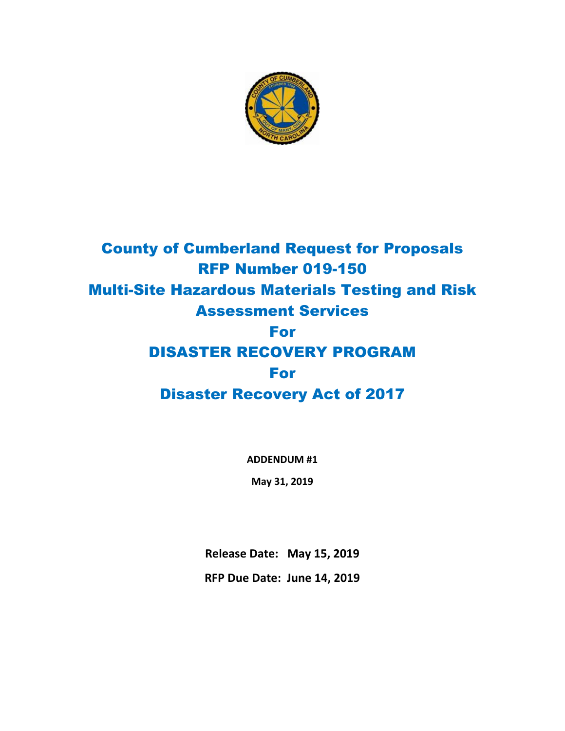# County of Cumberland Request for Proposals

# RFP Number 019-150

# Multi-Site Hazardous Materials Testing and Risk Assessment Services

# For

# DISASTER RECOVERY PROGRAM

# For

# Disaster Recovery Act of 2017

**ADDENDUM #1**

**May 31, 2019**

**Release Date: May 15, 2019**

**RFP Due Date: June 14, 2019**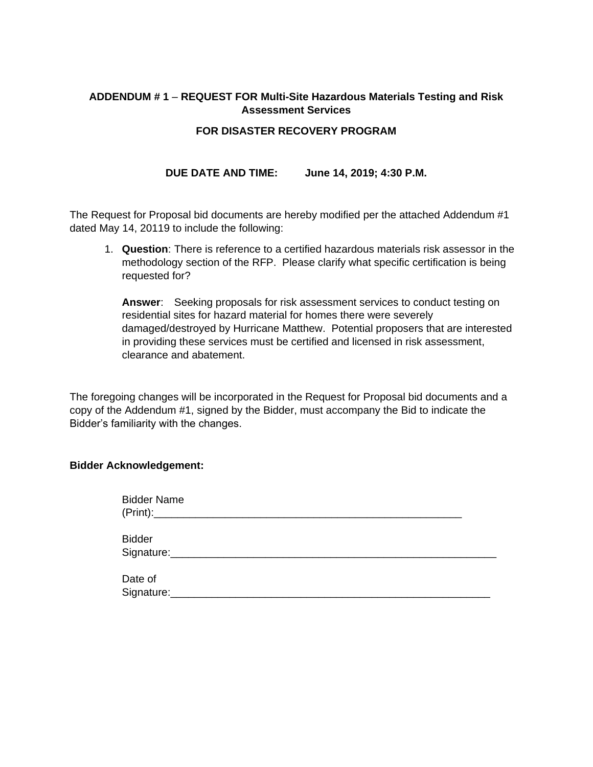**ADDENDUM # 1** – **REQUEST FOR Multi-Site Hazardous Materials Testing and Risk Assessment Services**

**FOR DISASTER RECOVERY PROGRAM**

**DUE DATE AND TIME: June 14, 2019; 4:30 P.M.**

The Request for Proposal bid documents are hereby modified per the attached Addendum #1 dated May 14, 20119 to include the following:

1. **Question**: There is reference to a certified hazardous materials risk assessor in the methodology section of the RFP. Please clarify what specific certification is being requested for?

   **Answer**: Seeking proposals for risk assessment services to conduct testing on residential sites for hazard material for homes there were severely damaged/destroyed by Hurricane Matthew. Potential proposers that are interested in providing these services must be certified and licensed in risk assessment, clearance and abatement.

The foregoing changes will be incorporated in the Request for Proposal bid documents and a copy of the Addendum #1, signed by the Bidder, must accompany the Bid to indicate the Bidder's familiarity with the changes.

**Bidder Acknowledgement:**

Bidder Name (Print):_______________________________________________________

Bidder Signature:__________________________________________________________

Date of Signature:_________________________________________________________